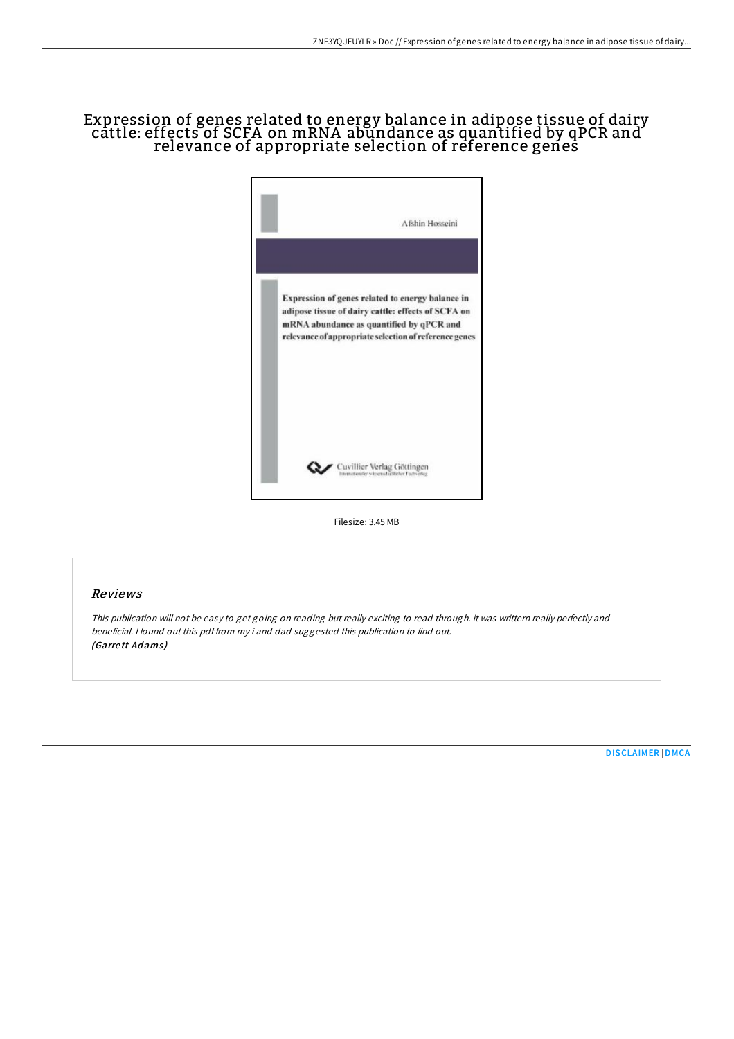# Expression of genes related to energy balance in adipose tissue of dairy cattle: effects of SCFA on mRNA abundance as quantified by qPCR and relevance of appropriate selection of reference genes

Afshin Hosseini

**Expression of genes related to energy balance in adipose tissue of dairy cattle: effects of SCFA on mRNA abundance as quantified by qPCR and relevance of appropriate selection of reference genes**

Cuvillier Verlag Göttingen

Filesize: 3.45 MB

## Reviews

*This publication will not be easy to get going on reading but really exciting to read through. it was writtern really perfectly and beneficial. I found out this pdf from my i and dad suggested this publication to find out.*
*(Garrett Adams)*

DISCLAIMER | DMCA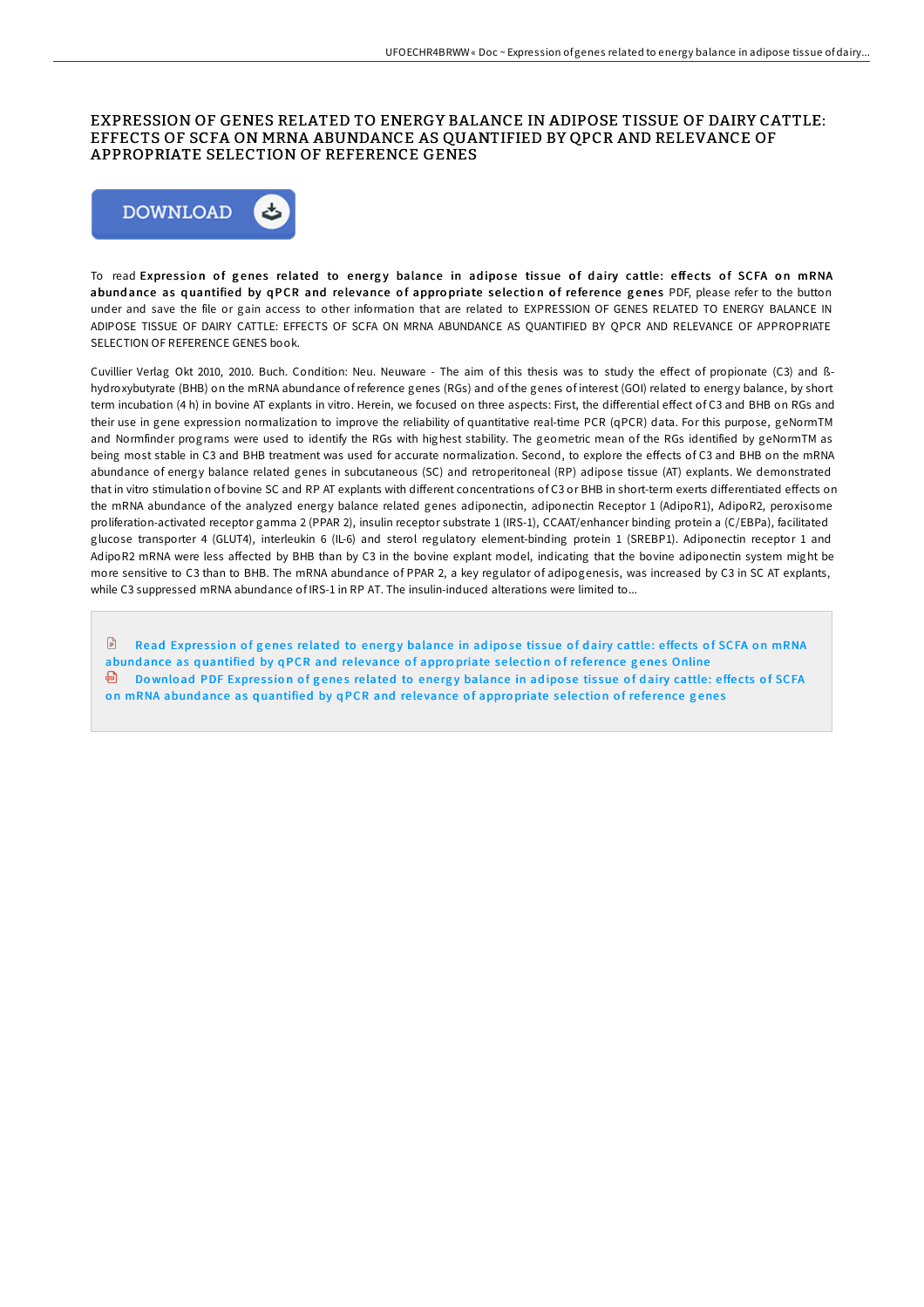# EXPRESSION OF GENES RELATED TO ENERGY BALANCE IN ADIPOSE TISSUE OF DAIRY CATTLE: EFFECTS OF SCFA ON MRNA ABUNDANCE AS QUANTIFIED BY QPCR AND RELEVANCE OF APPROPRIATE SELECTION OF REFERENCE GENES

DOWNLOAD

To read **Expression of genes related to energy balance in adipose tissue of dairy cattle: effects of SCFA on mRNA abundance as quantified by qPCR and relevance of appropriate selection of reference genes** PDF, please refer to the button under and save the file or gain access to other information that are related to EXPRESSION OF GENES RELATED TO ENERGY BALANCE IN ADIPOSE TISSUE OF DAIRY CATTLE: EFFECTS OF SCFA ON MRNA ABUNDANCE AS QUANTIFIED BY QPCR AND RELEVANCE OF APPROPRIATE SELECTION OF REFERENCE GENES book.

Cuvillier Verlag Okt 2010, 2010. Buch. Condition: Neu. Neuware - The aim of this thesis was to study the effect of propionate (C3) and ß-hydroxybutyrate (BHB) on the mRNA abundance of reference genes (RGs) and of the genes of interest (GOI) related to energy balance, by short term incubation (4 h) in bovine AT explants in vitro. Herein, we focused on three aspects: First, the differential effect of C3 and BHB on RGs and their use in gene expression normalization to improve the reliability of quantitative real-time PCR (qPCR) data. For this purpose, geNormTM and Normfinder programs were used to identify the RGs with highest stability. The geometric mean of the RGs identified by geNormTM as being most stable in C3 and BHB treatment was used for accurate normalization. Second, to explore the effects of C3 and BHB on the mRNA abundance of energy balance related genes in subcutaneous (SC) and retroperitoneal (RP) adipose tissue (AT) explants. We demonstrated that in vitro stimulation of bovine SC and RP AT explants with different concentrations of C3 or BHB in short-term exerts differentiated effects on the mRNA abundance of the analyzed energy balance related genes adiponectin, adiponectin Receptor 1 (AdipoR1), AdipoR2, peroxisome proliferation-activated receptor gamma 2 (PPAR 2), insulin receptor substrate 1 (IRS-1), CCAAT/enhancer binding protein a (C/EBPa), facilitated glucose transporter 4 (GLUT4), interleukin 6 (IL-6) and sterol regulatory element-binding protein 1 (SREBP1). Adiponectin receptor 1 and AdipoR2 mRNA were less affected by BHB than by C3 in the bovine explant model, indicating that the bovine adiponectin system might be more sensitive to C3 than to BHB. The mRNA abundance of PPAR 2, a key regulator of adipogenesis, was increased by C3 in SC AT explants, while C3 suppressed mRNA abundance of IRS-1 in RP AT. The insulin-induced alterations were limited to...

- Read Expression of genes related to energy balance in adipose tissue of dairy cattle: effects of SCFA on mRNA abundance as quantified by qPCR and relevance of appropriate selection of reference genes Online
- Download PDF Expression of genes related to energy balance in adipose tissue of dairy cattle: effects of SCFA on mRNA abundance as quantified by qPCR and relevance of appropriate selection of reference genes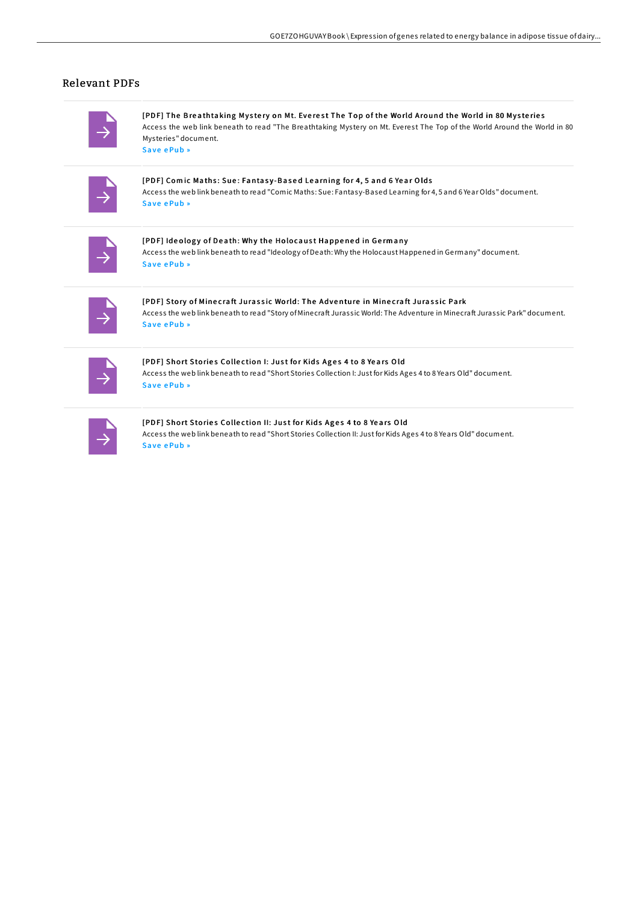## Relevant PDFs

[PDF] The Breathtaking Mystery on Mt. Everest The Top of the World Around the World in 80 Mysteries
Access the web link beneath to read "The Breathtaking Mystery on Mt. Everest The Top of the World Around the World in 80 Mysteries" document.
Save ePub »

[PDF] Comic Maths: Sue: Fantasy-Based Learning for 4, 5 and 6 Year Olds
Access the web link beneath to read "Comic Maths: Sue: Fantasy-Based Learning for 4, 5 and 6 Year Olds" document.
Save ePub »

[PDF] Ideology of Death: Why the Holocaust Happened in Germany
Access the web link beneath to read "Ideology of Death: Why the Holocaust Happened in Germany" document.
Save ePub »

[PDF] Story of Minecraft Jurassic World: The Adventure in Minecraft Jurassic Park
Access the web link beneath to read "Story of Minecraft Jurassic World: The Adventure in Minecraft Jurassic Park" document.
Save ePub »

[PDF] Short Stories Collection I: Just for Kids Ages 4 to 8 Years Old
Access the web link beneath to read "Short Stories Collection I: Just for Kids Ages 4 to 8 Years Old" document.
Save ePub »

[PDF] Short Stories Collection II: Just for Kids Ages 4 to 8 Years Old
Access the web link beneath to read "Short Stories Collection II: Just for Kids Ages 4 to 8 Years Old" document.
Save ePub »